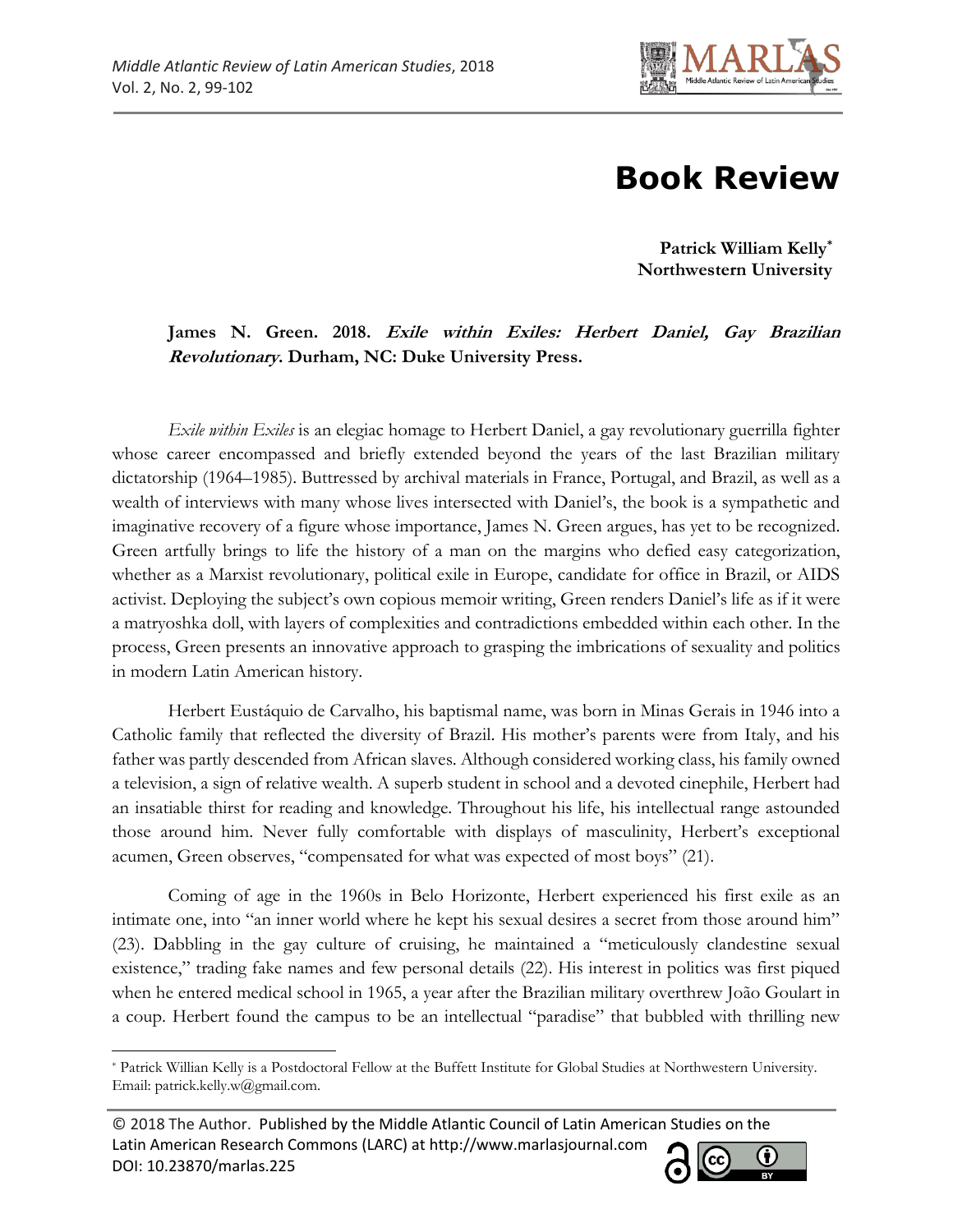# Book Review

**Patrick William Kelly[*]**
**Northwestern University**

**James N. Green. 2018. *Exile within Exiles: Herbert Daniel, Gay Brazilian Revolutionary*. Durham, NC: Duke University Press.**

*Exile within Exiles* is an elegiac homage to Herbert Daniel, a gay revolutionary guerrilla fighter whose career encompassed and briefly extended beyond the years of the last Brazilian military dictatorship (1964–1985). Buttressed by archival materials in France, Portugal, and Brazil, as well as a wealth of interviews with many whose lives intersected with Daniel's, the book is a sympathetic and imaginative recovery of a figure whose importance, James N. Green argues, has yet to be recognized. Green artfully brings to life the history of a man on the margins who defied easy categorization, whether as a Marxist revolutionary, political exile in Europe, candidate for office in Brazil, or AIDS activist. Deploying the subject's own copious memoir writing, Green renders Daniel's life as if it were a matryoshka doll, with layers of complexities and contradictions embedded within each other. In the process, Green presents an innovative approach to grasping the imbrications of sexuality and politics in modern Latin American history.

Herbert Eustáquio de Carvalho, his baptismal name, was born in Minas Gerais in 1946 into a Catholic family that reflected the diversity of Brazil. His mother's parents were from Italy, and his father was partly descended from African slaves. Although considered working class, his family owned a television, a sign of relative wealth. A superb student in school and a devoted cinephile, Herbert had an insatiable thirst for reading and knowledge. Throughout his life, his intellectual range astounded those around him. Never fully comfortable with displays of masculinity, Herbert's exceptional acumen, Green observes, "compensated for what was expected of most boys" (21).

Coming of age in the 1960s in Belo Horizonte, Herbert experienced his first exile as an intimate one, into "an inner world where he kept his sexual desires a secret from those around him" (23). Dabbling in the gay culture of cruising, he maintained a "meticulously clandestine sexual existence," trading fake names and few personal details (22). His interest in politics was first piqued when he entered medical school in 1965, a year after the Brazilian military overthrew João Goulart in a coup. Herbert found the campus to be an intellectual "paradise" that bubbled with thrilling new

---

[*] Patrick Willian Kelly is a Postdoctoral Fellow at the Buffett Institute for Global Studies at Northwestern University. Email: patrick.kelly.w@gmail.com.

© 2018 The Author. Published by the Middle Atlantic Council of Latin American Studies on the Latin American Research Commons (LARC) at http://www.marlasjournal.com
DOI: 10.23870/marlas.225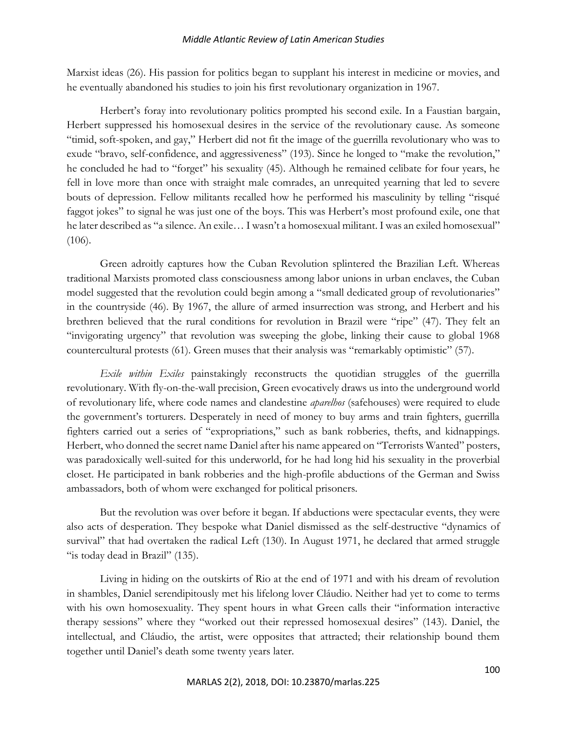Marxist ideas (26). His passion for politics began to supplant his interest in medicine or movies, and he eventually abandoned his studies to join his first revolutionary organization in 1967.

Herbert's foray into revolutionary politics prompted his second exile. In a Faustian bargain, Herbert suppressed his homosexual desires in the service of the revolutionary cause. As someone "timid, soft-spoken, and gay," Herbert did not fit the image of the guerrilla revolutionary who was to exude "bravo, self-confidence, and aggressiveness" (193). Since he longed to "make the revolution," he concluded he had to "forget" his sexuality (45). Although he remained celibate for four years, he fell in love more than once with straight male comrades, an unrequited yearning that led to severe bouts of depression. Fellow militants recalled how he performed his masculinity by telling "risqué faggot jokes" to signal he was just one of the boys. This was Herbert's most profound exile, one that he later described as "a silence. An exile… I wasn't a homosexual militant. I was an exiled homosexual" (106).

Green adroitly captures how the Cuban Revolution splintered the Brazilian Left. Whereas traditional Marxists promoted class consciousness among labor unions in urban enclaves, the Cuban model suggested that the revolution could begin among a "small dedicated group of revolutionaries" in the countryside (46). By 1967, the allure of armed insurrection was strong, and Herbert and his brethren believed that the rural conditions for revolution in Brazil were "ripe" (47). They felt an "invigorating urgency" that revolution was sweeping the globe, linking their cause to global 1968 countercultural protests (61). Green muses that their analysis was "remarkably optimistic" (57).

*Exile within Exiles* painstakingly reconstructs the quotidian struggles of the guerrilla revolutionary. With fly-on-the-wall precision, Green evocatively draws us into the underground world of revolutionary life, where code names and clandestine *aparelhos* (safehouses) were required to elude the government's torturers. Desperately in need of money to buy arms and train fighters, guerrilla fighters carried out a series of "expropriations," such as bank robberies, thefts, and kidnappings. Herbert, who donned the secret name Daniel after his name appeared on "Terrorists Wanted" posters, was paradoxically well-suited for this underworld, for he had long hid his sexuality in the proverbial closet. He participated in bank robberies and the high-profile abductions of the German and Swiss ambassadors, both of whom were exchanged for political prisoners.

But the revolution was over before it began. If abductions were spectacular events, they were also acts of desperation. They bespoke what Daniel dismissed as the self-destructive "dynamics of survival" that had overtaken the radical Left (130). In August 1971, he declared that armed struggle "is today dead in Brazil" (135).

Living in hiding on the outskirts of Rio at the end of 1971 and with his dream of revolution in shambles, Daniel serendipitously met his lifelong lover Cláudio. Neither had yet to come to terms with his own homosexuality. They spent hours in what Green calls their "information interactive therapy sessions" where they "worked out their repressed homosexual desires" (143). Daniel, the intellectual, and Cláudio, the artist, were opposites that attracted; their relationship bound them together until Daniel's death some twenty years later.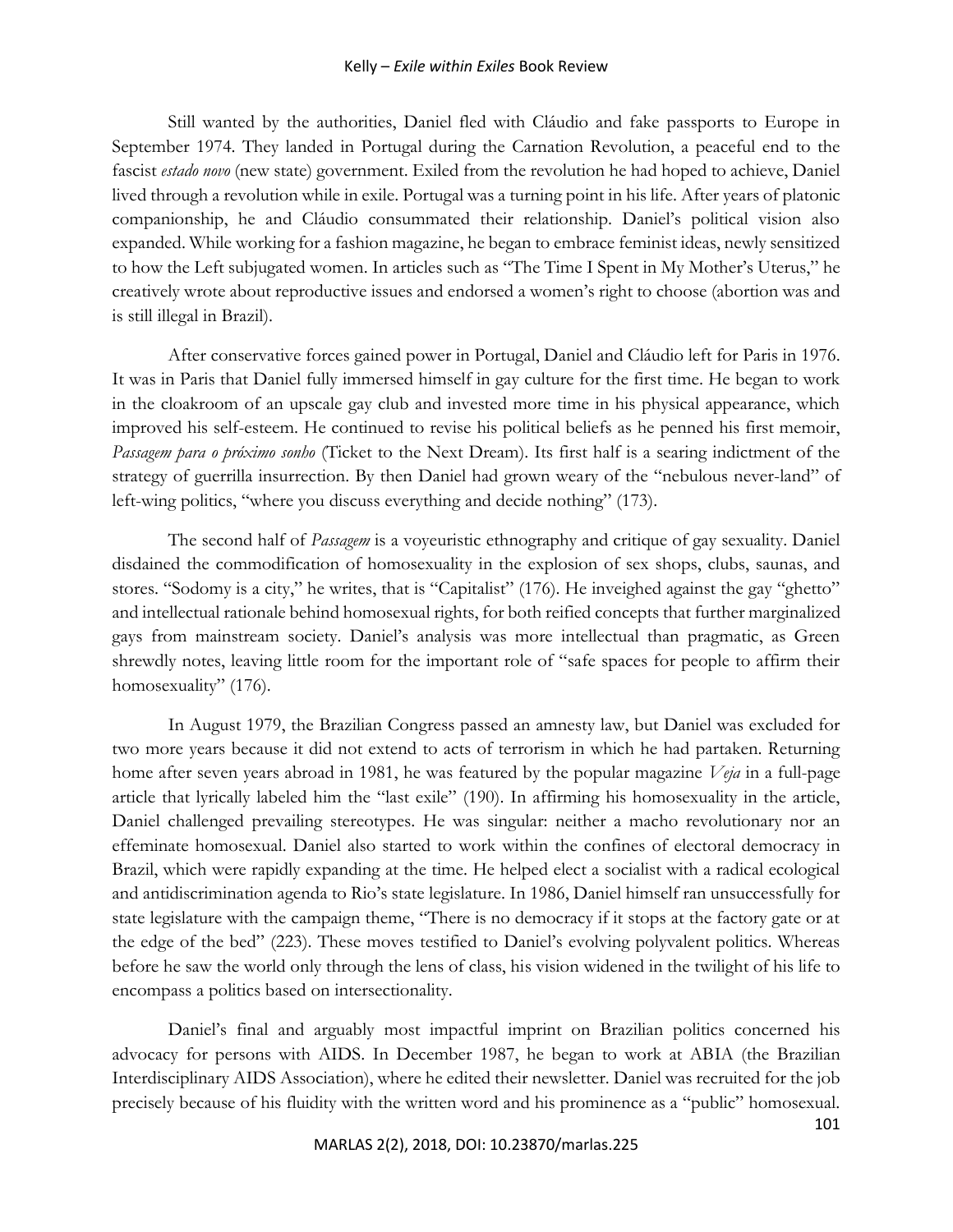Still wanted by the authorities, Daniel fled with Cláudio and fake passports to Europe in September 1974. They landed in Portugal during the Carnation Revolution, a peaceful end to the fascist *estado novo* (new state) government. Exiled from the revolution he had hoped to achieve, Daniel lived through a revolution while in exile. Portugal was a turning point in his life. After years of platonic companionship, he and Cláudio consummated their relationship. Daniel's political vision also expanded. While working for a fashion magazine, he began to embrace feminist ideas, newly sensitized to how the Left subjugated women. In articles such as "The Time I Spent in My Mother's Uterus," he creatively wrote about reproductive issues and endorsed a women's right to choose (abortion was and is still illegal in Brazil).

After conservative forces gained power in Portugal, Daniel and Cláudio left for Paris in 1976. It was in Paris that Daniel fully immersed himself in gay culture for the first time. He began to work in the cloakroom of an upscale gay club and invested more time in his physical appearance, which improved his self-esteem. He continued to revise his political beliefs as he penned his first memoir, *Passagem para o próximo sonho* (Ticket to the Next Dream). Its first half is a searing indictment of the strategy of guerrilla insurrection. By then Daniel had grown weary of the "nebulous never-land" of left-wing politics, "where you discuss everything and decide nothing" (173).

The second half of *Passagem* is a voyeuristic ethnography and critique of gay sexuality. Daniel disdained the commodification of homosexuality in the explosion of sex shops, clubs, saunas, and stores. "Sodomy is a city," he writes, that is "Capitalist" (176). He inveighed against the gay "ghetto" and intellectual rationale behind homosexual rights, for both reified concepts that further marginalized gays from mainstream society. Daniel's analysis was more intellectual than pragmatic, as Green shrewdly notes, leaving little room for the important role of "safe spaces for people to affirm their homosexuality" (176).

In August 1979, the Brazilian Congress passed an amnesty law, but Daniel was excluded for two more years because it did not extend to acts of terrorism in which he had partaken. Returning home after seven years abroad in 1981, he was featured by the popular magazine *Veja* in a full-page article that lyrically labeled him the "last exile" (190). In affirming his homosexuality in the article, Daniel challenged prevailing stereotypes. He was singular: neither a macho revolutionary nor an effeminate homosexual. Daniel also started to work within the confines of electoral democracy in Brazil, which were rapidly expanding at the time. He helped elect a socialist with a radical ecological and antidiscrimination agenda to Rio's state legislature. In 1986, Daniel himself ran unsuccessfully for state legislature with the campaign theme, "There is no democracy if it stops at the factory gate or at the edge of the bed" (223). These moves testified to Daniel's evolving polyvalent politics. Whereas before he saw the world only through the lens of class, his vision widened in the twilight of his life to encompass a politics based on intersectionality.

Daniel's final and arguably most impactful imprint on Brazilian politics concerned his advocacy for persons with AIDS. In December 1987, he began to work at ABIA (the Brazilian Interdisciplinary AIDS Association), where he edited their newsletter. Daniel was recruited for the job precisely because of his fluidity with the written word and his prominence as a "public" homosexual.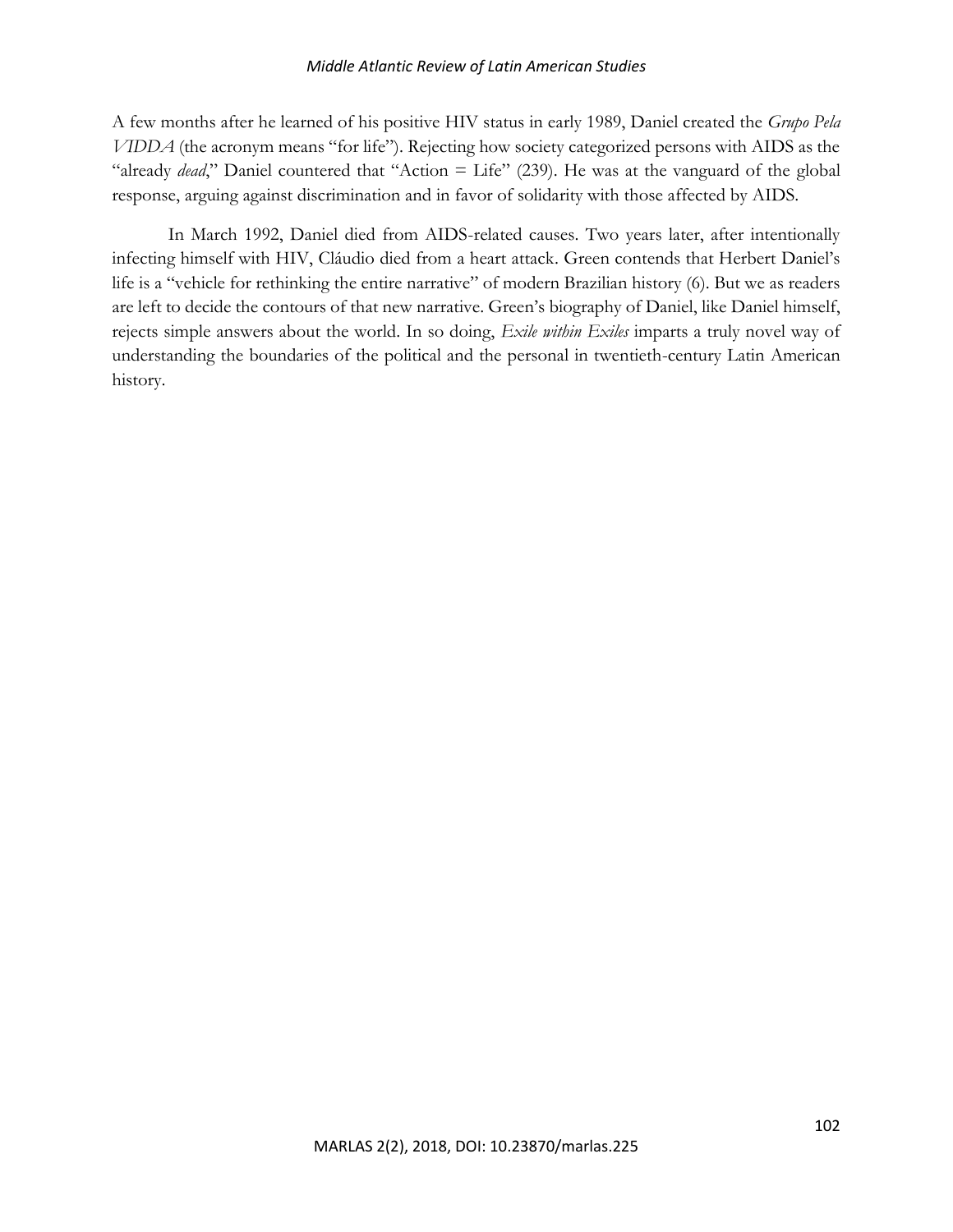A few months after he learned of his positive HIV status in early 1989, Daniel created the *Grupo Pela VIDDA* (the acronym means "for life"). Rejecting how society categorized persons with AIDS as the "already *dead*," Daniel countered that "Action = Life" (239). He was at the vanguard of the global response, arguing against discrimination and in favor of solidarity with those affected by AIDS.

In March 1992, Daniel died from AIDS-related causes. Two years later, after intentionally infecting himself with HIV, Cláudio died from a heart attack. Green contends that Herbert Daniel's life is a "vehicle for rethinking the entire narrative" of modern Brazilian history (6). But we as readers are left to decide the contours of that new narrative. Green's biography of Daniel, like Daniel himself, rejects simple answers about the world. In so doing, *Exile within Exiles* imparts a truly novel way of understanding the boundaries of the political and the personal in twentieth-century Latin American history.